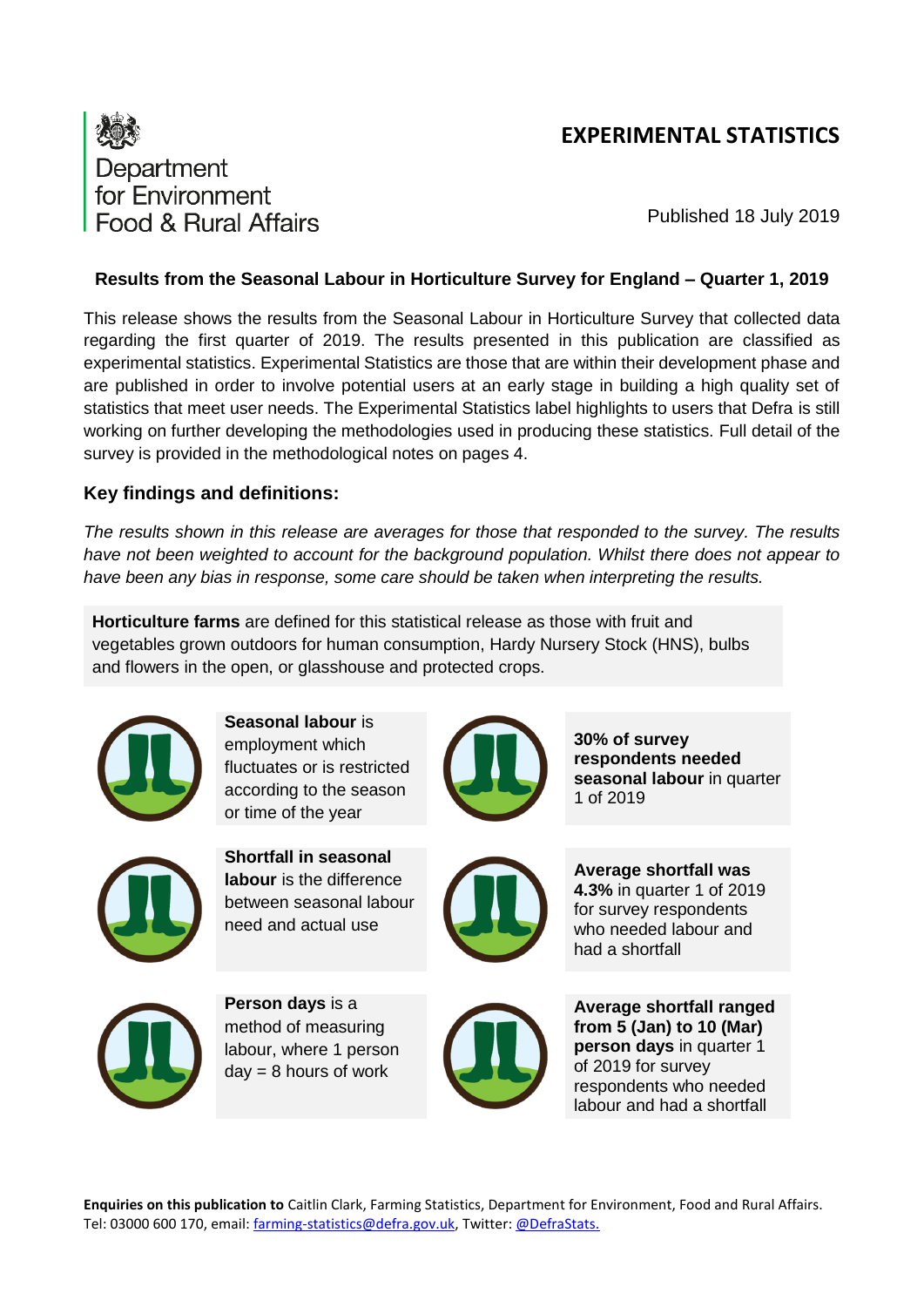Department for Environment Food & Rural Affairs

**EXPERIMENTAL STATISTICS**

Published 18 July 2019

**Results from the Seasonal Labour in Horticulture Survey for England – Quarter 1, 2019**

This release shows the results from the Seasonal Labour in Horticulture Survey that collected data regarding the first quarter of 2019. The results presented in this publication are classified as experimental statistics. Experimental Statistics are those that are within their development phase and are published in order to involve potential users at an early stage in building a high quality set of statistics that meet user needs. The Experimental Statistics label highlights to users that Defra is still working on further developing the methodologies used in producing these statistics. Full detail of the survey is provided in the methodological notes on pages 4.

## Key findings and definitions:

*The results shown in this release are averages for those that responded to the survey. The results have not been weighted to account for the background population. Whilst there does not appear to have been any bias in response, some care should be taken when interpreting the results.*

**Horticulture farms** are defined for this statistical release as those with fruit and vegetables grown outdoors for human consumption, Hardy Nursery Stock (HNS), bulbs and flowers in the open, or glasshouse and protected crops.

**Seasonal labour** is employment which fluctuates or is restricted according to the season or time of the year

**30% of survey respondents needed seasonal labour** in quarter 1 of 2019

**Shortfall in seasonal labour** is the difference between seasonal labour need and actual use

**Average shortfall was 4.3%** in quarter 1 of 2019 for survey respondents who needed labour and had a shortfall

**Person days** is a method of measuring labour, where 1 person day = 8 hours of work

**Average shortfall ranged from 5 (Jan) to 10 (Mar) person days** in quarter 1 of 2019 for survey respondents who needed labour and had a shortfall

**Enquiries on this publication to** Caitlin Clark, Farming Statistics, Department for Environment, Food and Rural Affairs. Tel: 03000 600 170, email: farming-statistics@defra.gov.uk, Twitter: @DefraStats.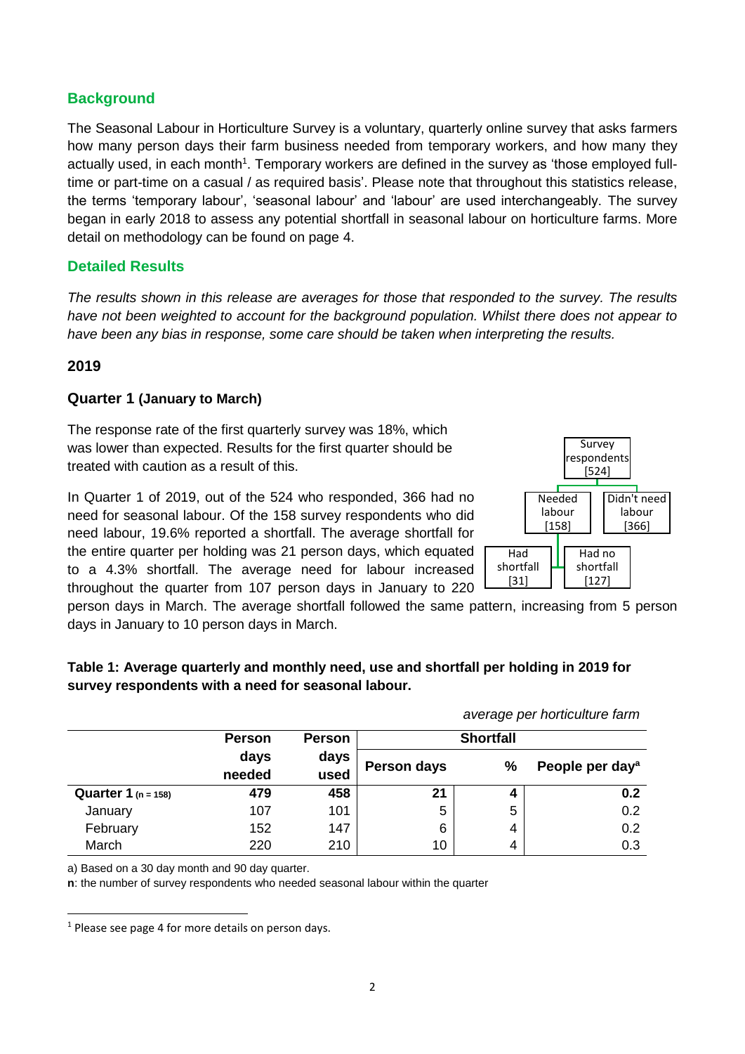## Background

The Seasonal Labour in Horticulture Survey is a voluntary, quarterly online survey that asks farmers how many person days their farm business needed from temporary workers, and how many they actually used, in each month[1]. Temporary workers are defined in the survey as 'those employed full-time or part-time on a casual / as required basis'. Please note that throughout this statistics release, the terms 'temporary labour', 'seasonal labour' and 'labour' are used interchangeably. The survey began in early 2018 to assess any potential shortfall in seasonal labour on horticulture farms. More detail on methodology can be found on page 4.

## Detailed Results

*The results shown in this release are averages for those that responded to the survey. The results have not been weighted to account for the background population. Whilst there does not appear to have been any bias in response, some care should be taken when interpreting the results.*

### 2019

### Quarter 1 (January to March)

The response rate of the first quarterly survey was 18%, which was lower than expected. Results for the first quarter should be treated with caution as a result of this.

In Quarter 1 of 2019, out of the 524 who responded, 366 had no need for seasonal labour. Of the 158 survey respondents who did need labour, 19.6% reported a shortfall. The average shortfall for the entire quarter per holding was 21 person days, which equated to a 4.3% shortfall. The average need for labour increased throughout the quarter from 107 person days in January to 220 person days in March. The average shortfall followed the same pattern, increasing from 5 person days in January to 10 person days in March.

Survey respondents [524]
- Needed labour [158]
  - Had shortfall [31]
  - Had no shortfall [127]
- Didn't need labour [366]

**Table 1: Average quarterly and monthly need, use and shortfall per holding in 2019 for survey respondents with a need for seasonal labour.**

*average per horticulture farm*

| | Person days needed | Person days used | Shortfall | | |
|---|---|---|---|---|---|
| | | | Person days | % | People per day[a] |
| **Quarter 1 (n = 158)** | **479** | **458** | **21** | **4** | **0.2** |
| January | 107 | 101 | 5 | 5 | 0.2 |
| February | 152 | 147 | 6 | 4 | 0.2 |
| March | 220 | 210 | 10 | 4 | 0.3 |

a) Based on a 30 day month and 90 day quarter.

**n**: the number of survey respondents who needed seasonal labour within the quarter

[1] Please see page 4 for more details on person days.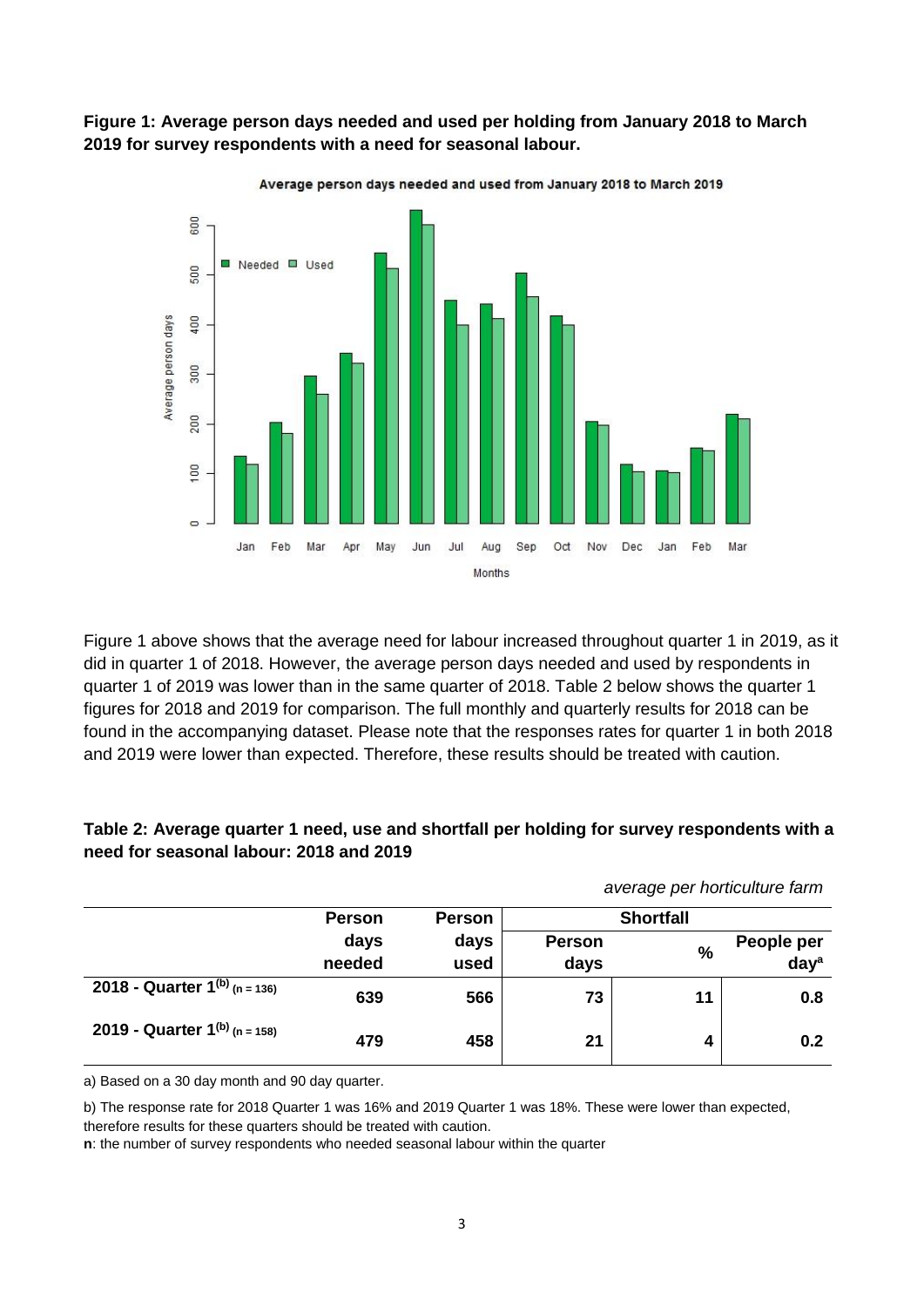**Figure 1: Average person days needed and used per holding from January 2018 to March 2019 for survey respondents with a need for seasonal labour.**

Figure 1 above shows that the average need for labour increased throughout quarter 1 in 2019, as it did in quarter 1 of 2018. However, the average person days needed and used by respondents in quarter 1 of 2019 was lower than in the same quarter of 2018. Table 2 below shows the quarter 1 figures for 2018 and 2019 for comparison. The full monthly and quarterly results for 2018 can be found in the accompanying dataset. Please note that the responses rates for quarter 1 in both 2018 and 2019 were lower than expected. Therefore, these results should be treated with caution.

**Table 2: Average quarter 1 need, use and shortfall per holding for survey respondents with a need for seasonal labour: 2018 and 2019**

*average per horticulture farm*

| | Person days needed | Person days used | Shortfall | | |
|---|---|---|---|---|---|
| | | | Person days | % | People per day[a] |
| 2018 - Quarter 1[b] (n = 136) | 639 | 566 | 73 | 11 | 0.8 |
| 2019 - Quarter 1[b] (n = 158) | 479 | 458 | 21 | 4 | 0.2 |

a) Based on a 30 day month and 90 day quarter.

b) The response rate for 2018 Quarter 1 was 16% and 2019 Quarter 1 was 18%. These were lower than expected, therefore results for these quarters should be treated with caution.

**n**: the number of survey respondents who needed seasonal labour within the quarter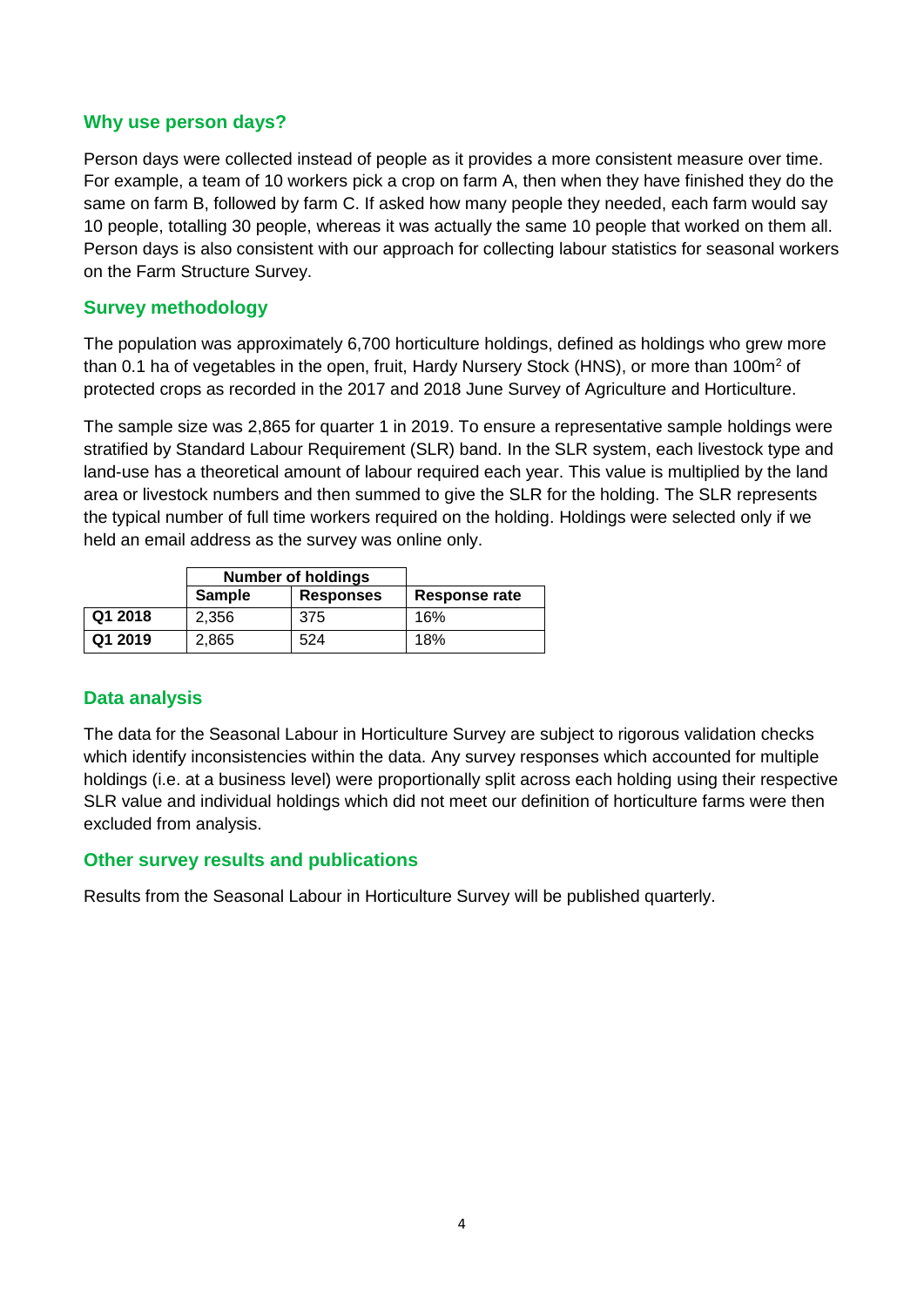## Why use person days?

Person days were collected instead of people as it provides a more consistent measure over time. For example, a team of 10 workers pick a crop on farm A, then when they have finished they do the same on farm B, followed by farm C. If asked how many people they needed, each farm would say 10 people, totalling 30 people, whereas it was actually the same 10 people that worked on them all. Person days is also consistent with our approach for collecting labour statistics for seasonal workers on the Farm Structure Survey.

## Survey methodology

The population was approximately 6,700 horticulture holdings, defined as holdings who grew more than 0.1 ha of vegetables in the open, fruit, Hardy Nursery Stock (HNS), or more than 100m$^2$ of protected crops as recorded in the 2017 and 2018 June Survey of Agriculture and Horticulture.

The sample size was 2,865 for quarter 1 in 2019. To ensure a representative sample holdings were stratified by Standard Labour Requirement (SLR) band. In the SLR system, each livestock type and land-use has a theoretical amount of labour required each year. This value is multiplied by the land area or livestock numbers and then summed to give the SLR for the holding. The SLR represents the typical number of full time workers required on the holding. Holdings were selected only if we held an email address as the survey was online only.

| | Number of holdings | | |
|---|---|---|---|
| | **Sample** | **Responses** | **Response rate** |
| **Q1 2018** | 2,356 | 375 | 16% |
| **Q1 2019** | 2,865 | 524 | 18% |

## Data analysis

The data for the Seasonal Labour in Horticulture Survey are subject to rigorous validation checks which identify inconsistencies within the data. Any survey responses which accounted for multiple holdings (i.e. at a business level) were proportionally split across each holding using their respective SLR value and individual holdings which did not meet our definition of horticulture farms were then excluded from analysis.

## Other survey results and publications

Results from the Seasonal Labour in Horticulture Survey will be published quarterly.